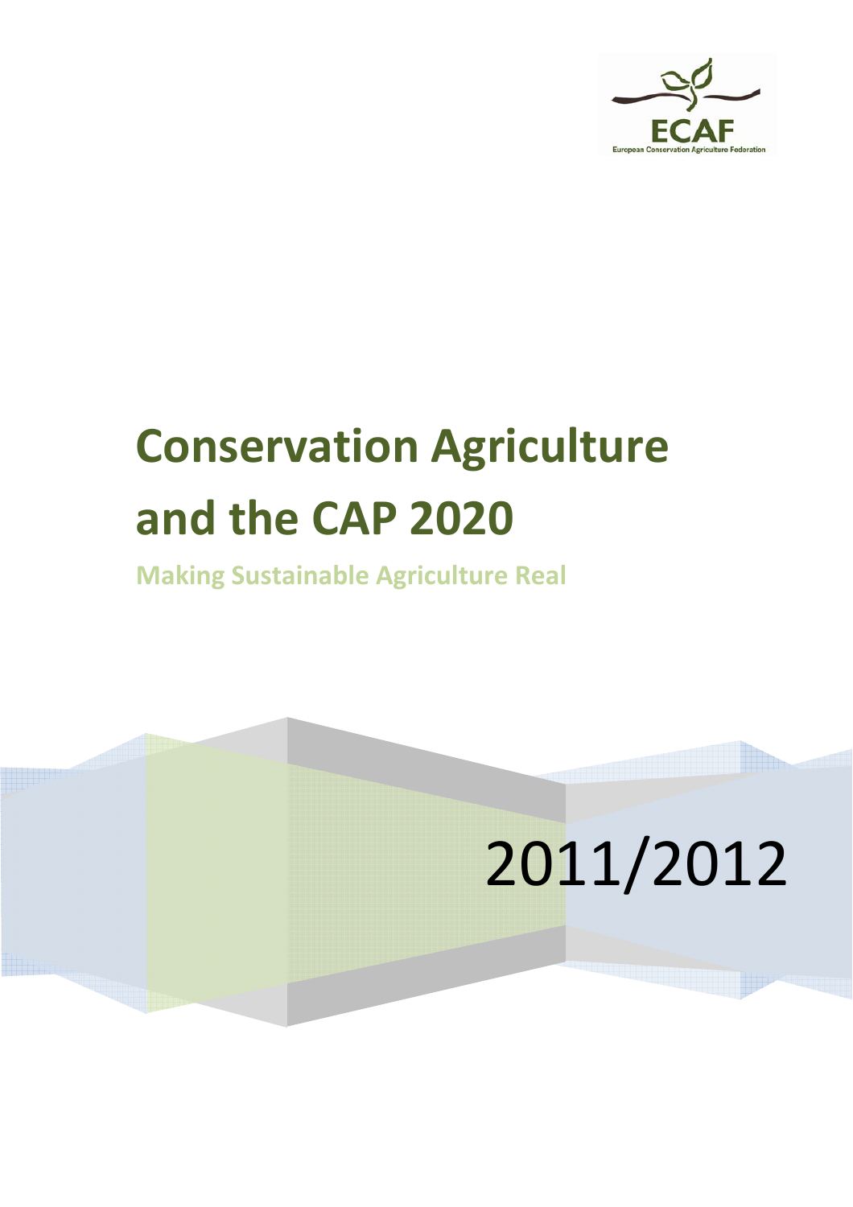ECAF

European Conservation Agriculture Federation

# Conservation Agriculture and the CAP 2020

## Making Sustainable Agriculture Real

2011/2012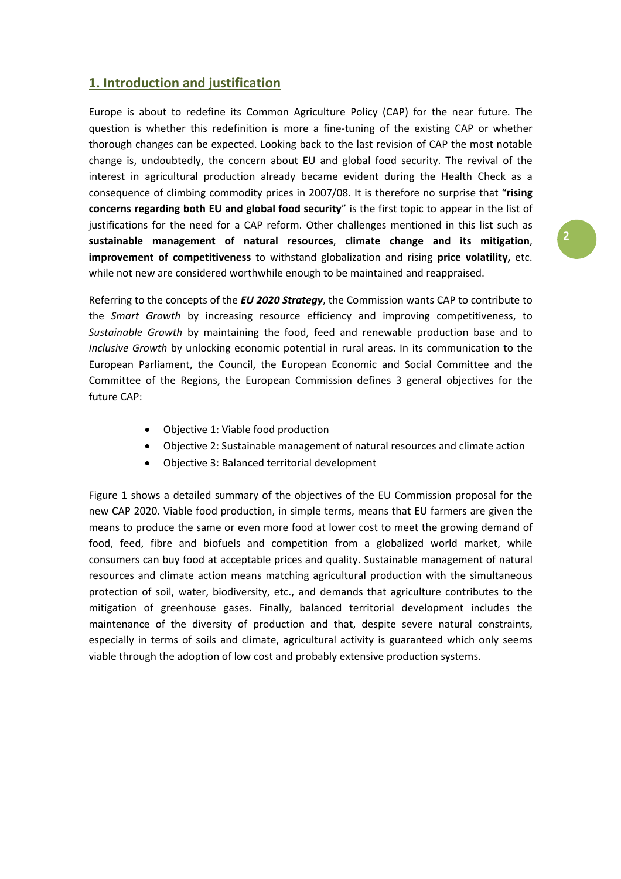## 1. Introduction and justification

Europe is about to redefine its Common Agriculture Policy (CAP) for the near future. The question is whether this redefinition is more a fine-tuning of the existing CAP or whether thorough changes can be expected. Looking back to the last revision of CAP the most notable change is, undoubtedly, the concern about EU and global food security. The revival of the interest in agricultural production already became evident during the Health Check as a consequence of climbing commodity prices in 2007/08. It is therefore no surprise that "**rising concerns regarding both EU and global food security**" is the first topic to appear in the list of justifications for the need for a CAP reform. Other challenges mentioned in this list such as **sustainable management of natural resources**, **climate change and its mitigation**, **improvement of competitiveness** to withstand globalization and rising **price volatility,** etc. while not new are considered worthwhile enough to be maintained and reappraised.

Referring to the concepts of the ***EU 2020 Strategy***, the Commission wants CAP to contribute to the *Smart Growth* by increasing resource efficiency and improving competitiveness, to *Sustainable Growth* by maintaining the food, feed and renewable production base and to *Inclusive Growth* by unlocking economic potential in rural areas. In its communication to the European Parliament, the Council, the European Economic and Social Committee and the Committee of the Regions, the European Commission defines 3 general objectives for the future CAP:

- Objective 1: Viable food production
- Objective 2: Sustainable management of natural resources and climate action
- Objective 3: Balanced territorial development

Figure 1 shows a detailed summary of the objectives of the EU Commission proposal for the new CAP 2020. Viable food production, in simple terms, means that EU farmers are given the means to produce the same or even more food at lower cost to meet the growing demand of food, feed, fibre and biofuels and competition from a globalized world market, while consumers can buy food at acceptable prices and quality. Sustainable management of natural resources and climate action means matching agricultural production with the simultaneous protection of soil, water, biodiversity, etc., and demands that agriculture contributes to the mitigation of greenhouse gases. Finally, balanced territorial development includes the maintenance of the diversity of production and that, despite severe natural constraints, especially in terms of soils and climate, agricultural activity is guaranteed which only seems viable through the adoption of low cost and probably extensive production systems.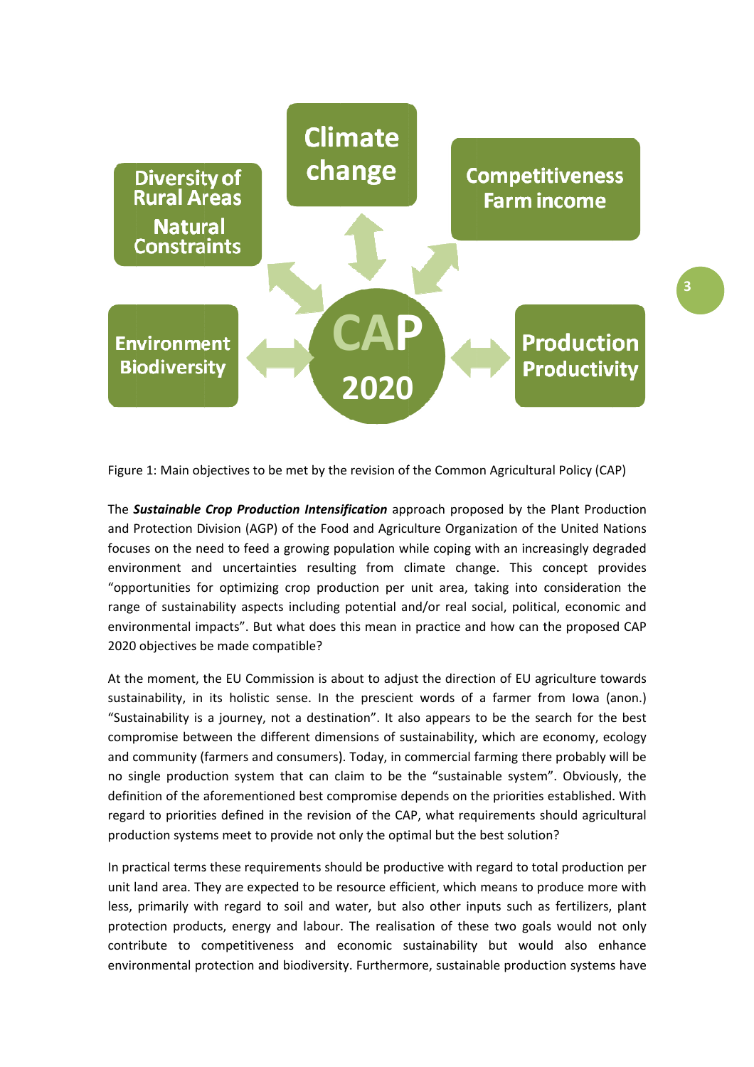Figure 1: Main objectives to be met by the revision of the Common Agricultural Policy (CAP)

The ***Sustainable Crop Production Intensification*** approach proposed by the Plant Production and Protection Division (AGP) of the Food and Agriculture Organization of the United Nations focuses on the need to feed a growing population while coping with an increasingly degraded environment and uncertainties resulting from climate change. This concept provides "opportunities for optimizing crop production per unit area, taking into consideration the range of sustainability aspects including potential and/or real social, political, economic and environmental impacts". But what does this mean in practice and how can the proposed CAP 2020 objectives be made compatible?

At the moment, the EU Commission is about to adjust the direction of EU agriculture towards sustainability, in its holistic sense. In the prescient words of a farmer from Iowa (anon.) "Sustainability is a journey, not a destination". It also appears to be the search for the best compromise between the different dimensions of sustainability, which are economy, ecology and community (farmers and consumers). Today, in commercial farming there probably will be no single production system that can claim to be the "sustainable system". Obviously, the definition of the aforementioned best compromise depends on the priorities established. With regard to priorities defined in the revision of the CAP, what requirements should agricultural production systems meet to provide not only the optimal but the best solution?

In practical terms these requirements should be productive with regard to total production per unit land area. They are expected to be resource efficient, which means to produce more with less, primarily with regard to soil and water, but also other inputs such as fertilizers, plant protection products, energy and labour. The realisation of these two goals would not only contribute to competitiveness and economic sustainability but would also enhance environmental protection and biodiversity. Furthermore, sustainable production systems have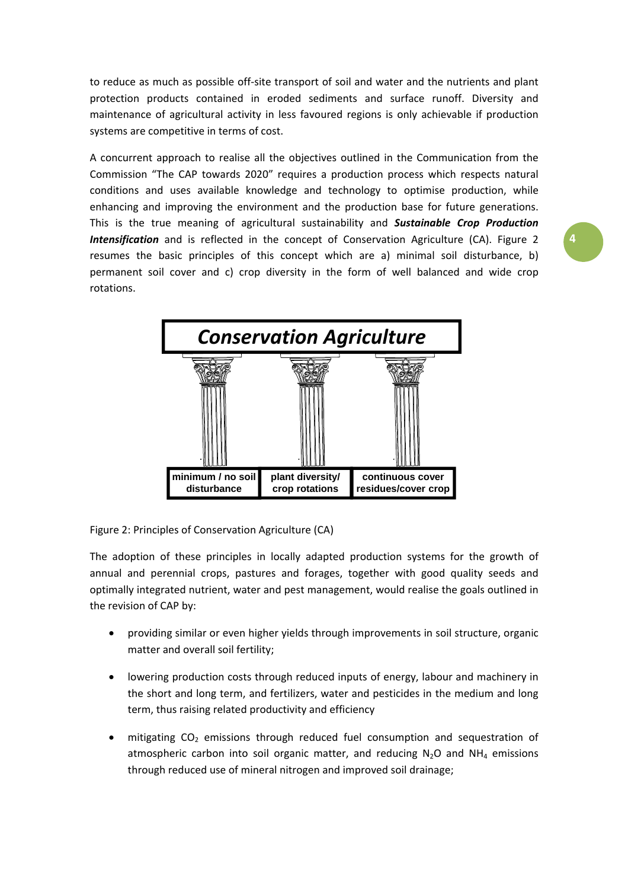to reduce as much as possible off-site transport of soil and water and the nutrients and plant protection products contained in eroded sediments and surface runoff. Diversity and maintenance of agricultural activity in less favoured regions is only achievable if production systems are competitive in terms of cost.

A concurrent approach to realise all the objectives outlined in the Communication from the Commission "The CAP towards 2020" requires a production process which respects natural conditions and uses available knowledge and technology to optimise production, while enhancing and improving the environment and the production base for future generations. This is the true meaning of agricultural sustainability and ***Sustainable Crop Production Intensification*** and is reflected in the concept of Conservation Agriculture (CA). Figure 2 resumes the basic principles of this concept which are a) minimal soil disturbance, b) permanent soil cover and c) crop diversity in the form of well balanced and wide crop rotations.

**Conservation Agriculture**

| minimum / no soil disturbance | plant diversity/ crop rotations | continuous cover residues/cover crop |
|---|---|---|

Figure 2: Principles of Conservation Agriculture (CA)

The adoption of these principles in locally adapted production systems for the growth of annual and perennial crops, pastures and forages, together with good quality seeds and optimally integrated nutrient, water and pest management, would realise the goals outlined in the revision of CAP by:

- providing similar or even higher yields through improvements in soil structure, organic matter and overall soil fertility;
- lowering production costs through reduced inputs of energy, labour and machinery in the short and long term, and fertilizers, water and pesticides in the medium and long term, thus raising related productivity and efficiency
- mitigating $CO_2$ emissions through reduced fuel consumption and sequestration of atmospheric carbon into soil organic matter, and reducing $N_2O$ and $NH_4$ emissions through reduced use of mineral nitrogen and improved soil drainage;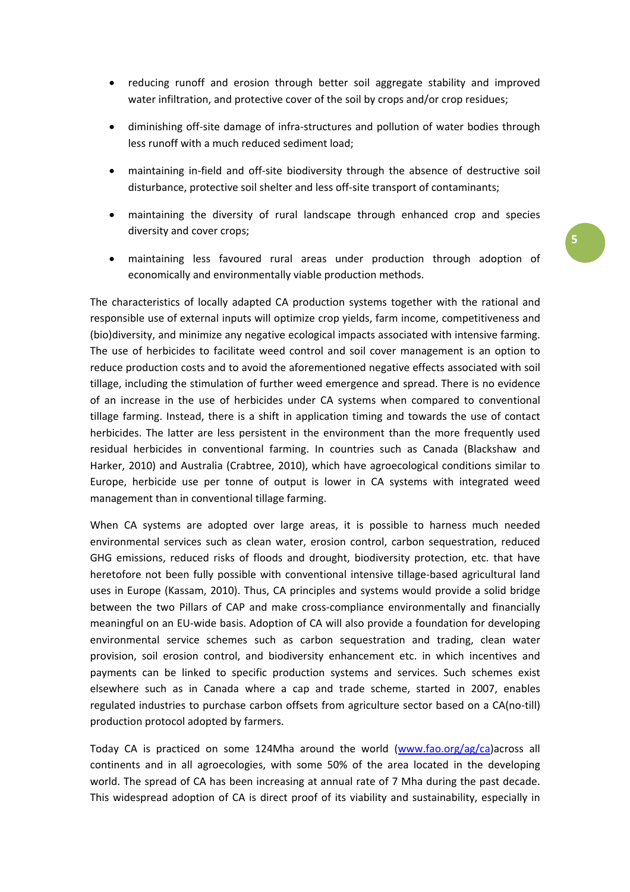- reducing runoff and erosion through better soil aggregate stability and improved water infiltration, and protective cover of the soil by crops and/or crop residues;
- diminishing off-site damage of infra-structures and pollution of water bodies through less runoff with a much reduced sediment load;
- maintaining in-field and off-site biodiversity through the absence of destructive soil disturbance, protective soil shelter and less off-site transport of contaminants;
- maintaining the diversity of rural landscape through enhanced crop and species diversity and cover crops;
- maintaining less favoured rural areas under production through adoption of economically and environmentally viable production methods.

The characteristics of locally adapted CA production systems together with the rational and responsible use of external inputs will optimize crop yields, farm income, competitiveness and (bio)diversity, and minimize any negative ecological impacts associated with intensive farming. The use of herbicides to facilitate weed control and soil cover management is an option to reduce production costs and to avoid the aforementioned negative effects associated with soil tillage, including the stimulation of further weed emergence and spread. There is no evidence of an increase in the use of herbicides under CA systems when compared to conventional tillage farming. Instead, there is a shift in application timing and towards the use of contact herbicides. The latter are less persistent in the environment than the more frequently used residual herbicides in conventional farming. In countries such as Canada (Blackshaw and Harker, 2010) and Australia (Crabtree, 2010), which have agroecological conditions similar to Europe, herbicide use per tonne of output is lower in CA systems with integrated weed management than in conventional tillage farming.

When CA systems are adopted over large areas, it is possible to harness much needed environmental services such as clean water, erosion control, carbon sequestration, reduced GHG emissions, reduced risks of floods and drought, biodiversity protection, etc. that have heretofore not been fully possible with conventional intensive tillage-based agricultural land uses in Europe (Kassam, 2010). Thus, CA principles and systems would provide a solid bridge between the two Pillars of CAP and make cross-compliance environmentally and financially meaningful on an EU-wide basis. Adoption of CA will also provide a foundation for developing environmental service schemes such as carbon sequestration and trading, clean water provision, soil erosion control, and biodiversity enhancement etc. in which incentives and payments can be linked to specific production systems and services. Such schemes exist elsewhere such as in Canada where a cap and trade scheme, started in 2007, enables regulated industries to purchase carbon offsets from agriculture sector based on a CA(no-till) production protocol adopted by farmers.

Today CA is practiced on some 124Mha around the world ([www.fao.org/ag/ca](http://www.fao.org/ag/ca))across all continents and in all agroecologies, with some 50% of the area located in the developing world. The spread of CA has been increasing at annual rate of 7 Mha during the past decade. This widespread adoption of CA is direct proof of its viability and sustainability, especially in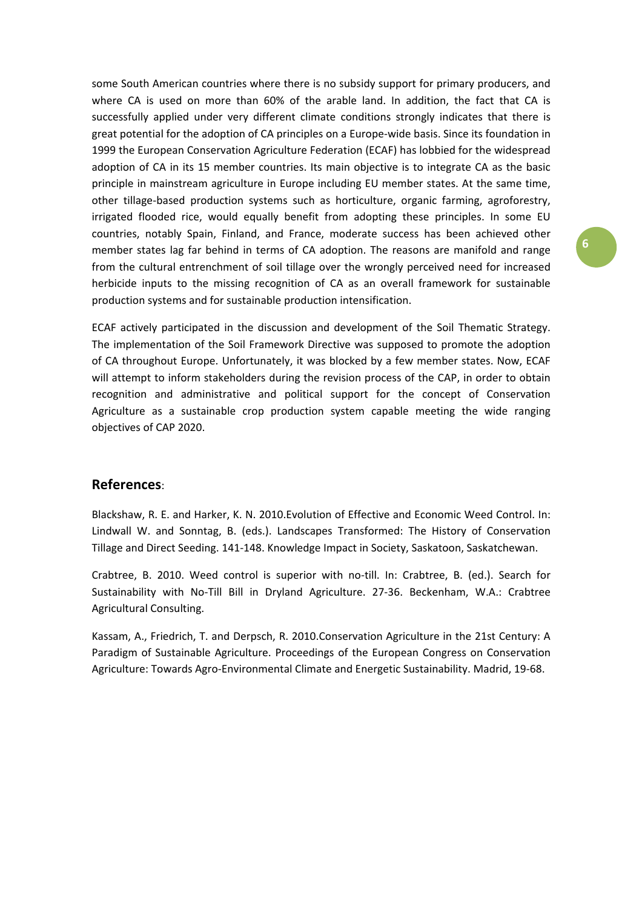some South American countries where there is no subsidy support for primary producers, and where CA is used on more than 60% of the arable land. In addition, the fact that CA is successfully applied under very different climate conditions strongly indicates that there is great potential for the adoption of CA principles on a Europe-wide basis. Since its foundation in 1999 the European Conservation Agriculture Federation (ECAF) has lobbied for the widespread adoption of CA in its 15 member countries. Its main objective is to integrate CA as the basic principle in mainstream agriculture in Europe including EU member states. At the same time, other tillage-based production systems such as horticulture, organic farming, agroforestry, irrigated flooded rice, would equally benefit from adopting these principles. In some EU countries, notably Spain, Finland, and France, moderate success has been achieved other member states lag far behind in terms of CA adoption. The reasons are manifold and range from the cultural entrenchment of soil tillage over the wrongly perceived need for increased herbicide inputs to the missing recognition of CA as an overall framework for sustainable production systems and for sustainable production intensification.

ECAF actively participated in the discussion and development of the Soil Thematic Strategy. The implementation of the Soil Framework Directive was supposed to promote the adoption of CA throughout Europe. Unfortunately, it was blocked by a few member states. Now, ECAF will attempt to inform stakeholders during the revision process of the CAP, in order to obtain recognition and administrative and political support for the concept of Conservation Agriculture as a sustainable crop production system capable meeting the wide ranging objectives of CAP 2020.

## **References**:

Blackshaw, R. E. and Harker, K. N. 2010.Evolution of Effective and Economic Weed Control. In: Lindwall W. and Sonntag, B. (eds.). Landscapes Transformed: The History of Conservation Tillage and Direct Seeding. 141-148. Knowledge Impact in Society, Saskatoon, Saskatchewan.

Crabtree, B. 2010. Weed control is superior with no-till. In: Crabtree, B. (ed.). Search for Sustainability with No-Till Bill in Dryland Agriculture. 27-36. Beckenham, W.A.: Crabtree Agricultural Consulting.

Kassam, A., Friedrich, T. and Derpsch, R. 2010.Conservation Agriculture in the 21st Century: A Paradigm of Sustainable Agriculture. Proceedings of the European Congress on Conservation Agriculture: Towards Agro-Environmental Climate and Energetic Sustainability. Madrid, 19-68.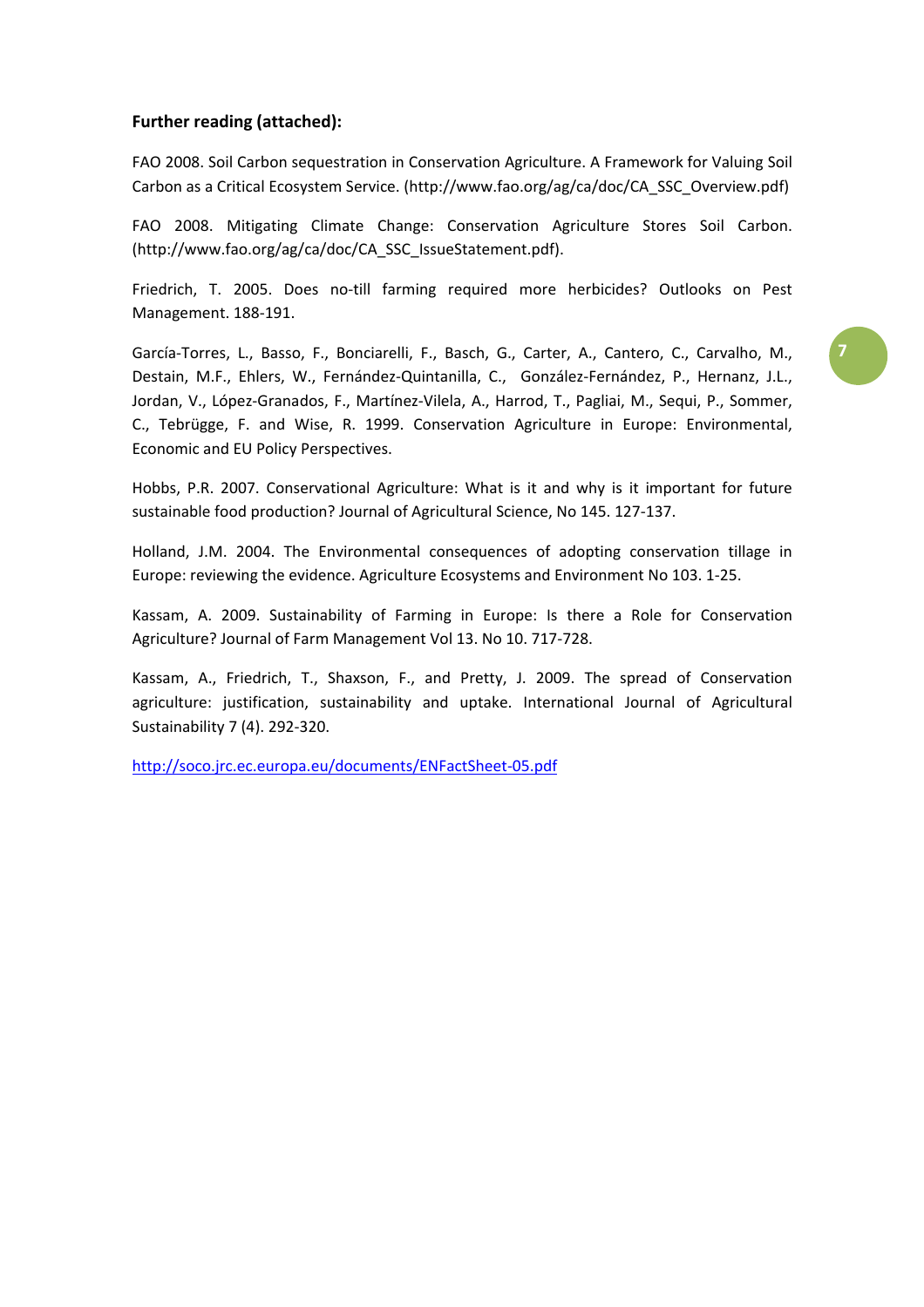**Further reading (attached):**

FAO 2008. Soil Carbon sequestration in Conservation Agriculture. A Framework for Valuing Soil Carbon as a Critical Ecosystem Service. (http://www.fao.org/ag/ca/doc/CA_SSC_Overview.pdf)

FAO 2008. Mitigating Climate Change: Conservation Agriculture Stores Soil Carbon. (http://www.fao.org/ag/ca/doc/CA_SSC_IssueStatement.pdf).

Friedrich, T. 2005. Does no-till farming required more herbicides? Outlooks on Pest Management. 188-191.

García-Torres, L., Basso, F., Bonciarelli, F., Basch, G., Carter, A., Cantero, C., Carvalho, M., Destain, M.F., Ehlers, W., Fernández-Quintanilla, C., González-Fernández, P., Hernanz, J.L., Jordan, V., López-Granados, F., Martínez-Vilela, A., Harrod, T., Pagliai, M., Sequi, P., Sommer, C., Tebrügge, F. and Wise, R. 1999. Conservation Agriculture in Europe: Environmental, Economic and EU Policy Perspectives.

Hobbs, P.R. 2007. Conservational Agriculture: What is it and why is it important for future sustainable food production? Journal of Agricultural Science, No 145. 127-137.

Holland, J.M. 2004. The Environmental consequences of adopting conservation tillage in Europe: reviewing the evidence. Agriculture Ecosystems and Environment No 103. 1-25.

Kassam, A. 2009. Sustainability of Farming in Europe: Is there a Role for Conservation Agriculture? Journal of Farm Management Vol 13. No 10. 717-728.

Kassam, A., Friedrich, T., Shaxson, F., and Pretty, J. 2009. The spread of Conservation agriculture: justification, sustainability and uptake. International Journal of Agricultural Sustainability 7 (4). 292-320.

http://soco.jrc.ec.europa.eu/documents/ENFactSheet-05.pdf